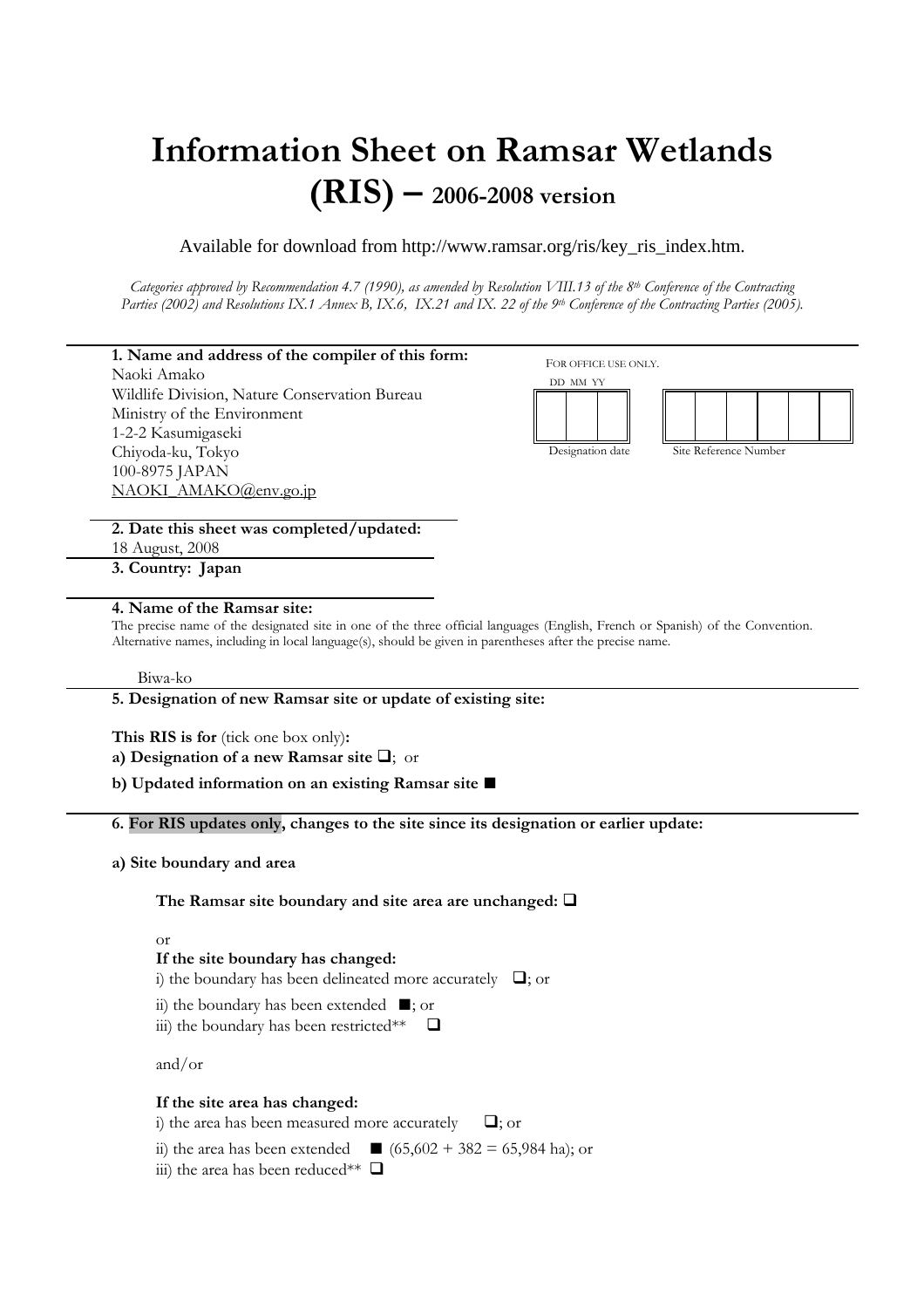# Information Sheet on Ramsar Wetlands (RIS) – 2006-2008 version

Available for download from http://www.ramsar.org/ris/key_ris_index.htm.

*Categories approved by Recommendation 4.7 (1990), as amended by Resolution VIII.13 of the 8th Conference of the Contracting Parties (2002) and Resolutions IX.1 Annex B, IX.6, IX.21 and IX. 22 of the 9th Conference of the Contracting Parties (2005).*

**1. Name and address of the compiler of this form:**
Naoki Amako
Wildlife Division, Nature Conservation Bureau
Ministry of the Environment
1-2-2 Kasumigaseki
Chiyoda-ku, Tokyo
100-8975 JAPAN
NAOKI_AMAKO@env.go.jp

FOR OFFICE USE ONLY.

DD MM YY

Designation date | Site Reference Number

**2. Date this sheet was completed/updated:**
18 August, 2008

**3. Country: Japan**

**4. Name of the Ramsar site:**
The precise name of the designated site in one of the three official languages (English, French or Spanish) of the Convention. Alternative names, including in local language(s), should be given in parentheses after the precise name.

Biwa-ko

**5. Designation of new Ramsar site or update of existing site:**

**This RIS is for** (tick one box only)**:**

**a) Designation of a new Ramsar site** ❑; or

**b) Updated information on an existing Ramsar site** ■

**6. For RIS updates only, changes to the site since its designation or earlier update:**

**a) Site boundary and area**

**The Ramsar site boundary and site area are unchanged:** ❑

or

**If the site boundary has changed:**
i) the boundary has been delineated more accurately ❑; or
ii) the boundary has been extended ■; or
iii) the boundary has been restricted** ❑

and/or

**If the site area has changed:**
i) the area has been measured more accurately ❑; or
ii) the area has been extended ■ (65,602 + 382 = 65,984 ha); or
iii) the area has been reduced** ❑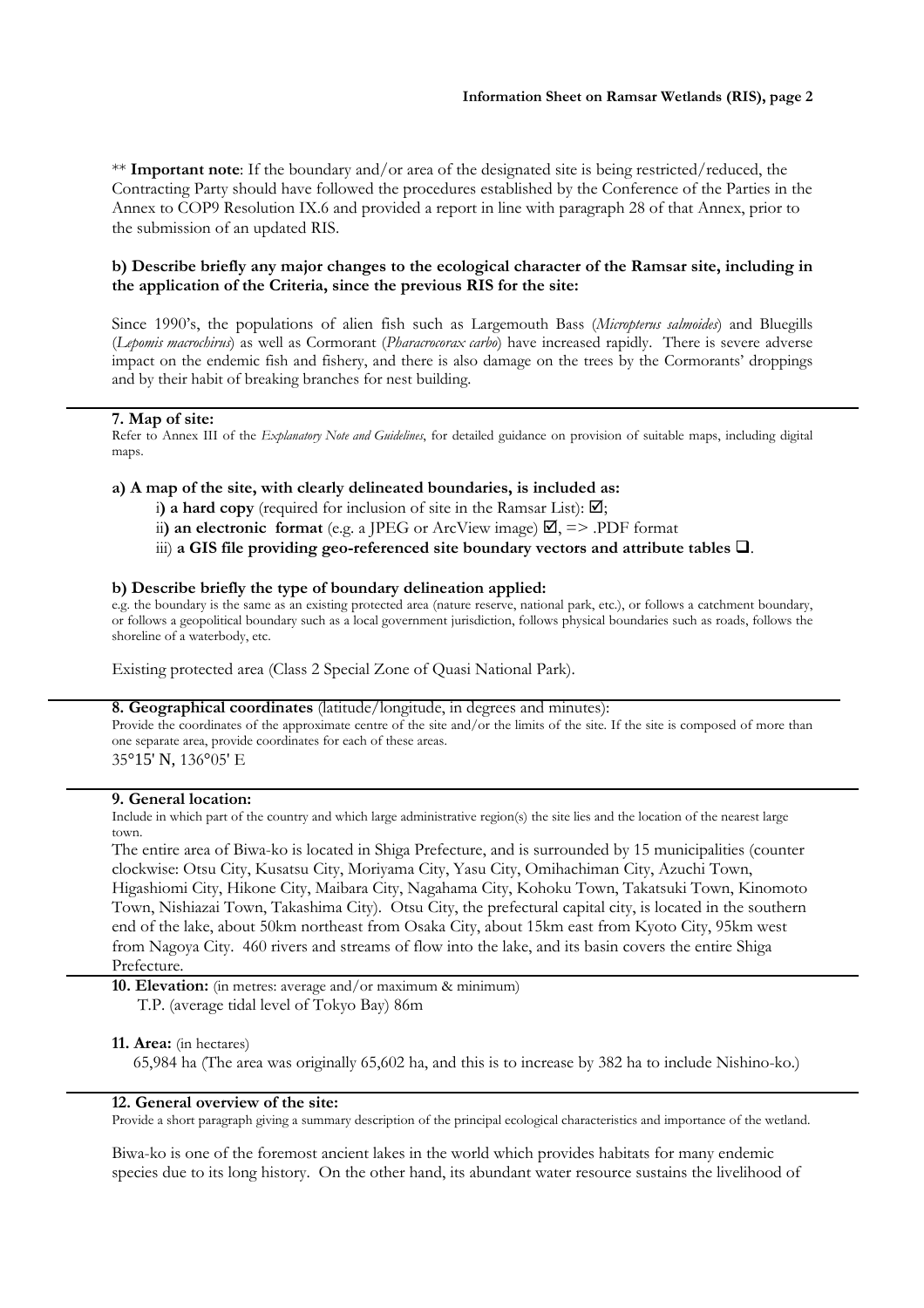** **Important note**: If the boundary and/or area of the designated site is being restricted/reduced, the Contracting Party should have followed the procedures established by the Conference of the Parties in the Annex to COP9 Resolution IX.6 and provided a report in line with paragraph 28 of that Annex, prior to the submission of an updated RIS.

**b) Describe briefly any major changes to the ecological character of the Ramsar site, including in the application of the Criteria, since the previous RIS for the site:**

Since 1990's, the populations of alien fish such as Largemouth Bass (*Micropterus salmoides*) and Bluegills (*Lepomis macrochirus*) as well as Cormorant (*Pharacrocorax carbo*) have increased rapidly. There is severe adverse impact on the endemic fish and fishery, and there is also damage on the trees by the Cormorants' droppings and by their habit of breaking branches for nest building.

**7. Map of site:**

Refer to Annex III of the *Explanatory Note and Guidelines*, for detailed guidance on provision of suitable maps, including digital maps.

**a) A map of the site, with clearly delineated boundaries, is included as:**

i**) a hard copy** (required for inclusion of site in the Ramsar List): ☑;

ii**) an electronic format** (e.g. a JPEG or ArcView image) ☑, => .PDF format

iii) **a GIS file providing geo-referenced site boundary vectors and attribute tables** ❑.

**b) Describe briefly the type of boundary delineation applied:**

e.g. the boundary is the same as an existing protected area (nature reserve, national park, etc.), or follows a catchment boundary, or follows a geopolitical boundary such as a local government jurisdiction, follows physical boundaries such as roads, follows the shoreline of a waterbody, etc.

Existing protected area (Class 2 Special Zone of Quasi National Park).

**8. Geographical coordinates** (latitude/longitude, in degrees and minutes):

Provide the coordinates of the approximate centre of the site and/or the limits of the site. If the site is composed of more than one separate area, provide coordinates for each of these areas.

35°15' N, 136°05' E

**9. General location:**

Include in which part of the country and which large administrative region(s) the site lies and the location of the nearest large town.

The entire area of Biwa-ko is located in Shiga Prefecture, and is surrounded by 15 municipalities (counter clockwise: Otsu City, Kusatsu City, Moriyama City, Yasu City, Omihachiman City, Azuchi Town, Higashiomi City, Hikone City, Maibara City, Nagahama City, Kohoku Town, Takatsuki Town, Kinomoto Town, Nishiazai Town, Takashima City). Otsu City, the prefectural capital city, is located in the southern end of the lake, about 50km northeast from Osaka City, about 15km east from Kyoto City, 95km west from Nagoya City. 460 rivers and streams of flow into the lake, and its basin covers the entire Shiga Prefecture.

**10. Elevation:** (in metres: average and/or maximum & minimum)

T.P. (average tidal level of Tokyo Bay) 86m

**11. Area:** (in hectares)

65,984 ha (The area was originally 65,602 ha, and this is to increase by 382 ha to include Nishino-ko.)

**12. General overview of the site:**

Provide a short paragraph giving a summary description of the principal ecological characteristics and importance of the wetland.

Biwa-ko is one of the foremost ancient lakes in the world which provides habitats for many endemic species due to its long history. On the other hand, its abundant water resource sustains the livelihood of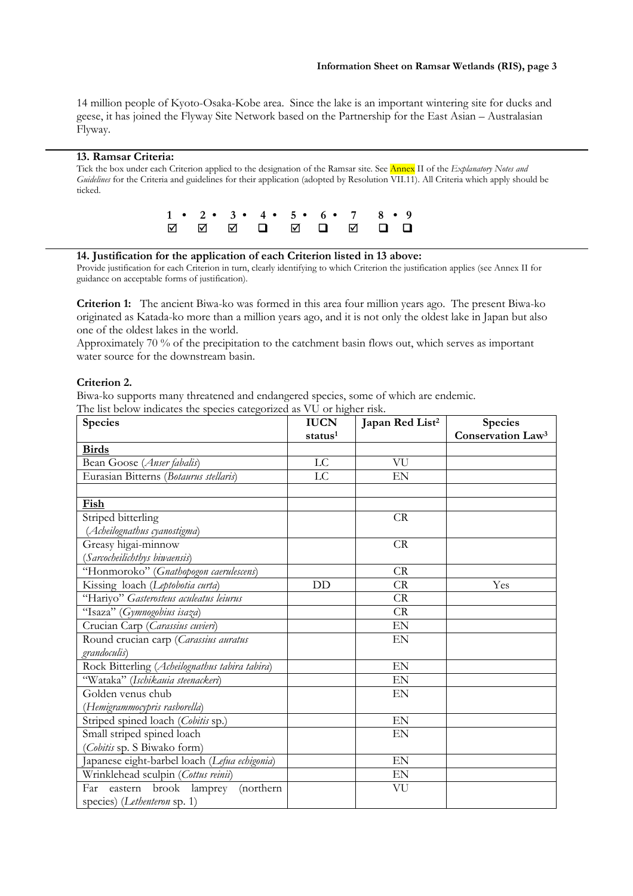14 million people of Kyoto-Osaka-Kobe area. Since the lake is an important wintering site for ducks and geese, it has joined the Flyway Site Network based on the Partnership for the East Asian – Australasian Flyway.

---

**13. Ramsar Criteria:**

Tick the box under each Criterion applied to the designation of the Ramsar site. See Annex II of the *Explanatory Notes and Guidelines* for the Criteria and guidelines for their application (adopted by Resolution VII.11). All Criteria which apply should be ticked.

| 1 | 2 | 3 | 4 | 5 | 6 | 7 | 8 | 9 |
|---|---|---|---|---|---|---|---|---|
| ☑ | ☑ | ☑ | ❑ | ☑ | ❑ | ☑ | ❑ | ❑ |

---

**14. Justification for the application of each Criterion listed in 13 above:**

Provide justification for each Criterion in turn, clearly identifying to which Criterion the justification applies (see Annex II for guidance on acceptable forms of justification).

**Criterion 1:** The ancient Biwa-ko was formed in this area four million years ago. The present Biwa-ko originated as Katada-ko more than a million years ago, and it is not only the oldest lake in Japan but also one of the oldest lakes in the world.

Approximately 70 % of the precipitation to the catchment basin flows out, which serves as important water source for the downstream basin.

**Criterion 2.**

Biwa-ko supports many threatened and endangered species, some of which are endemic.

The list below indicates the species categorized as VU or higher risk.

| Species | IUCN status[1] | Japan Red List[2] | Species Conservation Law[3] |
|---|---|---|---|
| **Birds** | | | |
| Bean Goose (*Anser fabalis*) | LC | VU | |
| Eurasian Bitterns (*Botaurus stellaris*) | LC | EN | |
| | | | |
| **Fish** | | | |
| Striped bitterling (*Acheilognathus cyanostigma*) | | CR | |
| Greasy higai-minnow (*Sarcocheilichthys biwaensis*) | | CR | |
| "Honmoroko" (*Gnathopogon caerulescens*) | | CR | |
| Kissing loach (*Leptobotia curta*) | DD | CR | Yes |
| "Hariyo" *Gasterosteus aculeatus leiurus* | | CR | |
| "Isaza" (*Gymnogobius isaza*) | | CR | |
| Crucian Carp (*Carassius cuvieri*) | | EN | |
| Round crucian carp (*Carassius auratus grandoculis*) | | EN | |
| Rock Bitterling (*Acheilognathus tabira tabira*) | | EN | |
| "Wataka" (*Ischikauia steenackeri*) | | EN | |
| Golden venus chub (*Hemigrammocypris rasborella*) | | EN | |
| Striped spined loach (*Cobitis* sp.) | | EN | |
| Small striped spined loach (*Cobitis* sp. S Biwako form) | | EN | |
| Japanese eight-barbel loach (*Lefua echigonia*) | | EN | |
| Wrinklehead sculpin (*Cottus reinii*) | | EN | |
| Far eastern brook lamprey (northern species) (*Lethenteron* sp. 1) | | VU | |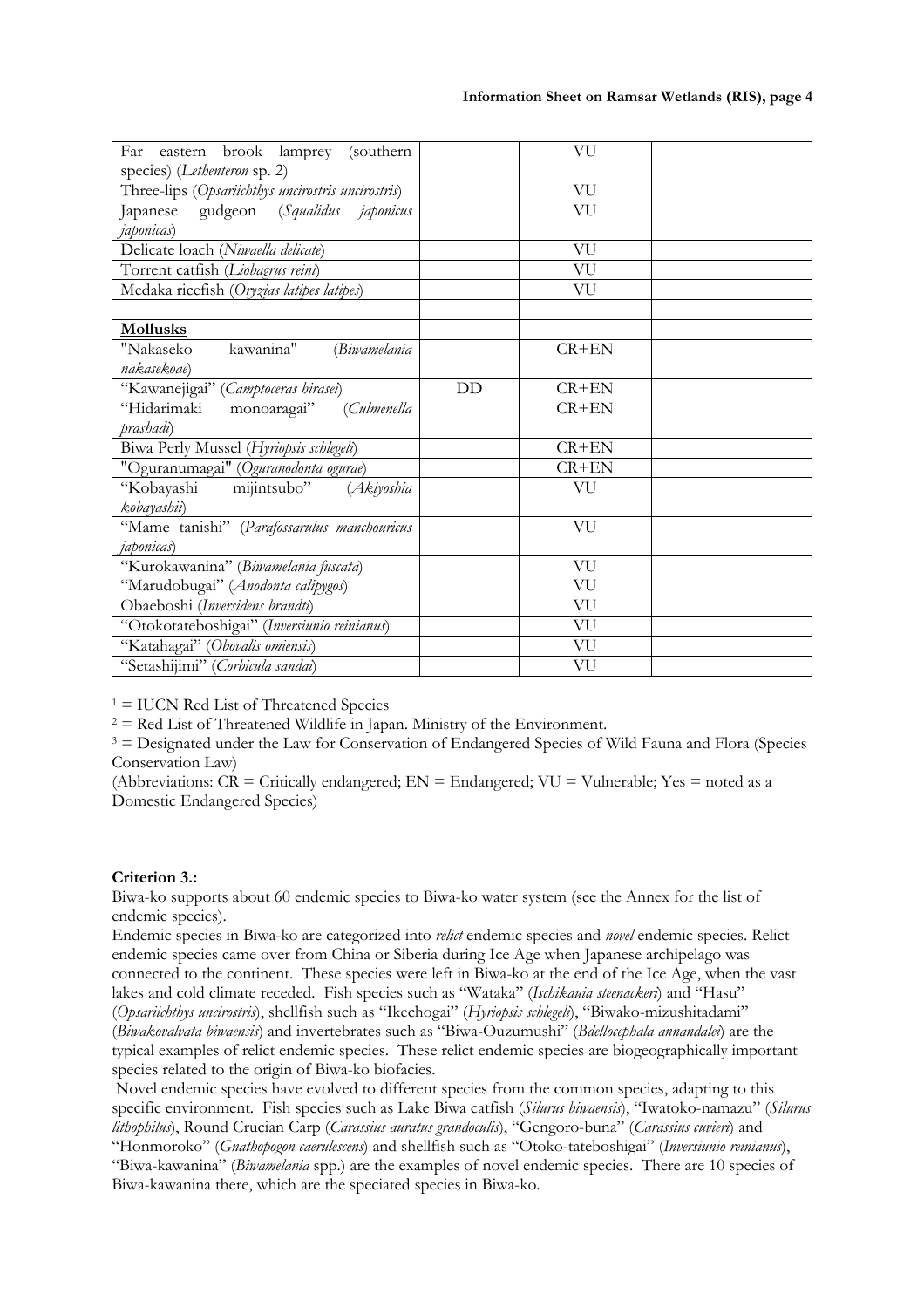| | | | |
|---|---|---|---|
| Far eastern brook lamprey (southern species) (*Lethenteron* sp. 2) | | VU | |
| Three-lips (*Opsariichthys uncirostris uncirostris*) | | VU | |
| Japanese gudgeon (*Squalidus japonicus japonicas*) | | VU | |
| Delicate loach (*Niwaella delicate*) | | VU | |
| Torrent catfish (*Liobagrus reini*) | | VU | |
| Medaka ricefish (*Oryzias latipes latipes*) | | VU | |
| | | | |
| **Mollusks** | | | |
| "Nakaseko kawanina" (*Biwamelania nakasekoae*) | | CR+EN | |
| "Kawanejigai" (*Camptoceras hirasei*) | DD | CR+EN | |
| "Hidarimaki monoaragai" (*Culmenella prashadi*) | | CR+EN | |
| Biwa Perly Mussel (*Hyriopsis schlegeli*) | | CR+EN | |
| "Oguranumagai" (*Oguranodonta ogurae*) | | CR+EN | |
| "Kobayashi mijintsubo" (*Akiyoshia kobayashii*) | | VU | |
| "Mame tanishi" (*Parafossarulus manchouricus japonicas*) | | VU | |
| "Kurokawanina" (*Biwamelania fuscata*) | | VU | |
| "Marudobugai" (*Anodonta calipygos*) | | VU | |
| Obaeboshi (*Inversidens brandti*) | | VU | |
| "Otokotateboshigai" (*Inversiunio reinianus*) | | VU | |
| "Katahagai" (*Obovalis omiensis*) | | VU | |
| "Setashijimi" (*Corbicula sandai*) | | VU | |

[1] = IUCN Red List of Threatened Species
[2] = Red List of Threatened Wildlife in Japan. Ministry of the Environment.
[3] = Designated under the Law for Conservation of Endangered Species of Wild Fauna and Flora (Species Conservation Law)
(Abbreviations: CR = Critically endangered; EN = Endangered; VU = Vulnerable; Yes = noted as a Domestic Endangered Species)

**Criterion 3.:**
Biwa-ko supports about 60 endemic species to Biwa-ko water system (see the Annex for the list of endemic species).

Endemic species in Biwa-ko are categorized into *relict* endemic species and *novel* endemic species. Relict endemic species came over from China or Siberia during Ice Age when Japanese archipelago was connected to the continent. These species were left in Biwa-ko at the end of the Ice Age, when the vast lakes and cold climate receded. Fish species such as "Wataka" (*Ischikauia steenackeri*) and "Hasu" (*Opsariichthys uncirostris*), shellfish such as "Ikechogai" (*Hyriopsis schlegeli*), "Biwako-mizushitadami" (*Biwakovalvata biwaensis*) and invertebrates such as "Biwa-Ouzumushi" (*Bdellocephala annandalei*) are the typical examples of relict endemic species. These relict endemic species are biogeographically important species related to the origin of Biwa-ko biofacies.

Novel endemic species have evolved to different species from the common species, adapting to this specific environment. Fish species such as Lake Biwa catfish (*Silurus biwaensis*), "Iwatoko-namazu" (*Silurus lithophilus*), Round Crucian Carp (*Carassius auratus grandoculis*), "Gengoro-buna" (*Carassius cuvieri*) and "Honmoroko" (*Gnathopogon caerulescens*) and shellfish such as "Otoko-tateboshigai" (*Inversiunio reinianus*), "Biwa-kawanina" (*Biwamelania* spp.) are the examples of novel endemic species. There are 10 species of Biwa-kawanina there, which are the speciated species in Biwa-ko.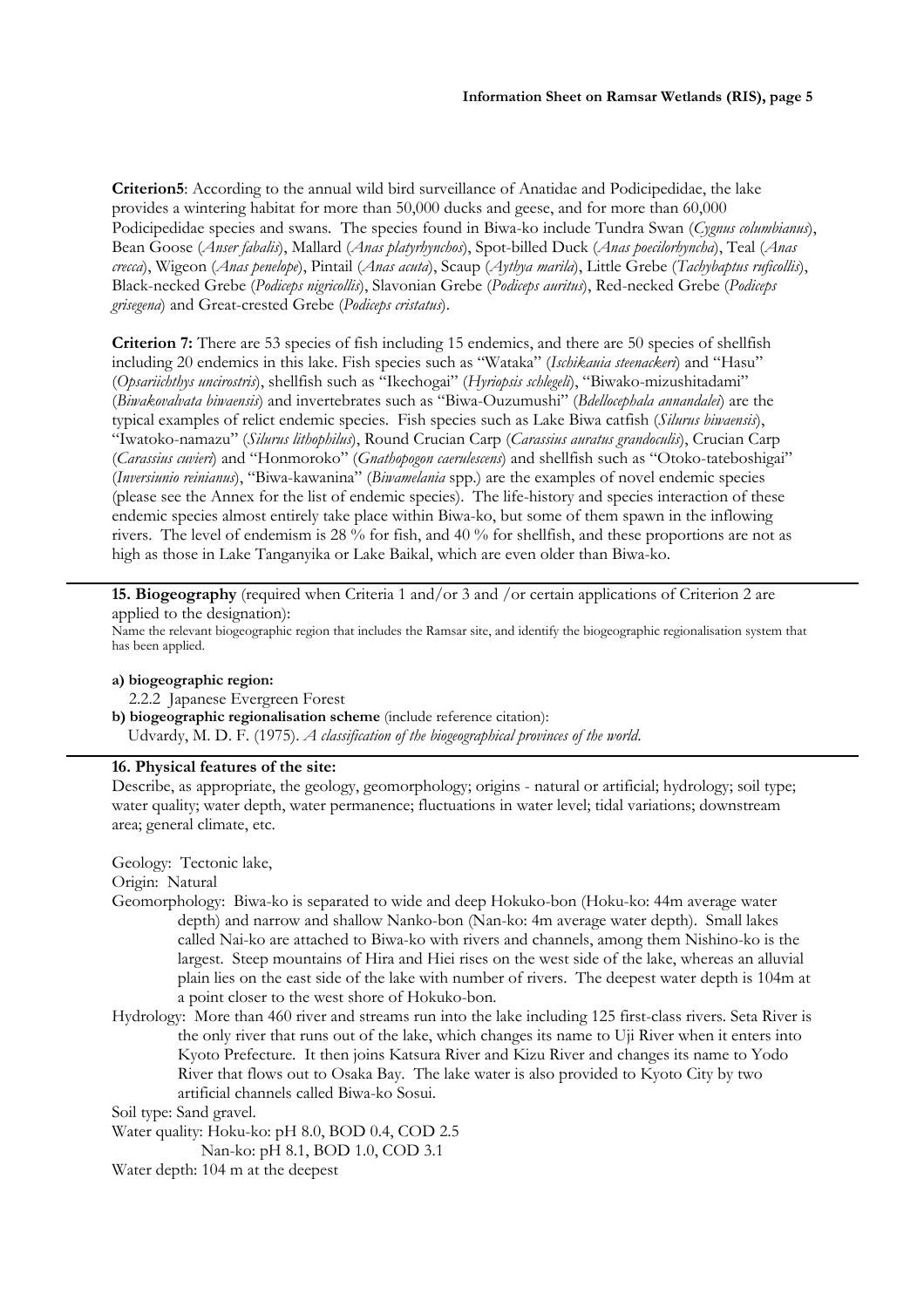**Criterion5**: According to the annual wild bird surveillance of Anatidae and Podicipedidae, the lake provides a wintering habitat for more than 50,000 ducks and geese, and for more than 60,000 Podicipedidae species and swans. The species found in Biwa-ko include Tundra Swan (*Cygnus columbianus*), Bean Goose (*Anser fabalis*), Mallard (*Anas platyrhynchos*), Spot-billed Duck (*Anas poecilorhyncha*), Teal (*Anas crecca*), Wigeon (*Anas penelope*), Pintail (*Anas acuta*), Scaup (*Aythya marila*), Little Grebe (*Tachybaptus ruficollis*), Black-necked Grebe (*Podiceps nigricollis*), Slavonian Grebe (*Podiceps auritus*), Red-necked Grebe (*Podiceps grisegena*) and Great-crested Grebe (*Podiceps cristatus*).

**Criterion 7:** There are 53 species of fish including 15 endemics, and there are 50 species of shellfish including 20 endemics in this lake. Fish species such as "Wataka" (*Ischikauia steenackeri*) and "Hasu" (*Opsariichthys uncirostris*), shellfish such as "Ikechogai" (*Hyriopsis schlegeli*), "Biwako-mizushitadami" (*Biwakovalvata biwaensis*) and invertebrates such as "Biwa-Ouzumushi" (*Bdellocephala annandalei*) are the typical examples of relict endemic species. Fish species such as Lake Biwa catfish (*Silurus biwaensis*), "Iwatoko-namazu" (*Silurus lithophilus*), Round Crucian Carp (*Carassius auratus grandoculis*), Crucian Carp (*Carassius cuvieri*) and "Honmoroko" (*Gnathopogon caerulescens*) and shellfish such as "Otoko-tateboshigai" (*Inversiunio reinianus*), "Biwa-kawanina" (*Biwamelania* spp.) are the examples of novel endemic species (please see the Annex for the list of endemic species). The life-history and species interaction of these endemic species almost entirely take place within Biwa-ko, but some of them spawn in the inflowing rivers. The level of endemism is 28 % for fish, and 40 % for shellfish, and these proportions are not as high as those in Lake Tanganyika or Lake Baikal, which are even older than Biwa-ko.

---

**15. Biogeography** (required when Criteria 1 and/or 3 and /or certain applications of Criterion 2 are applied to the designation):
Name the relevant biogeographic region that includes the Ramsar site, and identify the biogeographic regionalisation system that has been applied.

**a) biogeographic region:**
2.2.2 Japanese Evergreen Forest

**b) biogeographic regionalisation scheme** (include reference citation):
Udvardy, M. D. F. (1975). *A classification of the biogeographical provinces of the world.*

---

**16. Physical features of the site:**
Describe, as appropriate, the geology, geomorphology; origins - natural or artificial; hydrology; soil type; water quality; water depth, water permanence; fluctuations in water level; tidal variations; downstream area; general climate, etc.

Geology: Tectonic lake,

Origin: Natural

Geomorphology: Biwa-ko is separated to wide and deep Hokuko-bon (Hoku-ko: 44m average water depth) and narrow and shallow Nanko-bon (Nan-ko: 4m average water depth). Small lakes called Nai-ko are attached to Biwa-ko with rivers and channels, among them Nishino-ko is the largest. Steep mountains of Hira and Hiei rises on the west side of the lake, whereas an alluvial plain lies on the east side of the lake with number of rivers. The deepest water depth is 104m at a point closer to the west shore of Hokuko-bon.

Hydrology: More than 460 river and streams run into the lake including 125 first-class rivers. Seta River is the only river that runs out of the lake, which changes its name to Uji River when it enters into Kyoto Prefecture. It then joins Katsura River and Kizu River and changes its name to Yodo River that flows out to Osaka Bay. The lake water is also provided to Kyoto City by two artificial channels called Biwa-ko Sosui.

Soil type: Sand gravel.

Water quality: Hoku-ko: pH 8.0, BOD 0.4, COD 2.5
Nan-ko: pH 8.1, BOD 1.0, COD 3.1

Water depth: 104 m at the deepest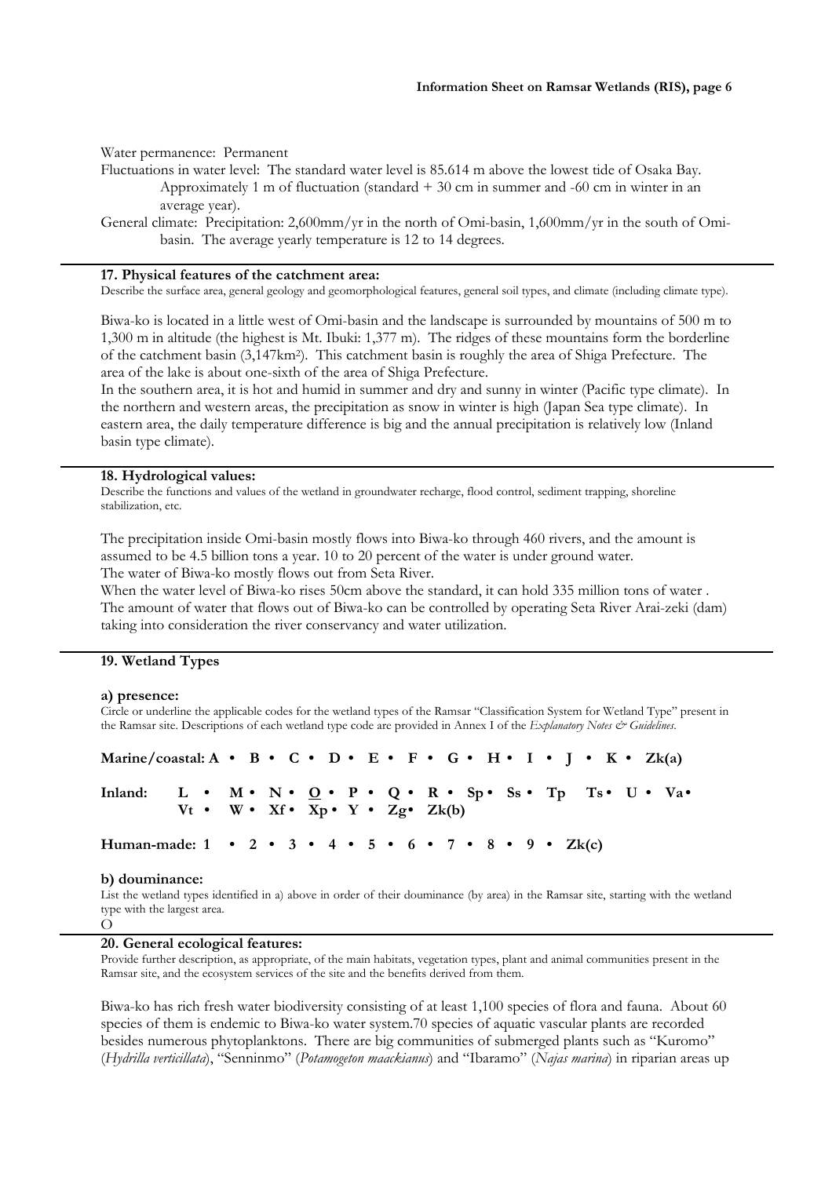Water permanence: Permanent

Fluctuations in water level: The standard water level is 85.614 m above the lowest tide of Osaka Bay. Approximately 1 m of fluctuation (standard + 30 cm in summer and -60 cm in winter in an average year).

General climate: Precipitation: 2,600mm/yr in the north of Omi-basin, 1,600mm/yr in the south of Omi-basin. The average yearly temperature is 12 to 14 degrees.

---

**17. Physical features of the catchment area:**

Describe the surface area, general geology and geomorphological features, general soil types, and climate (including climate type).

Biwa-ko is located in a little west of Omi-basin and the landscape is surrounded by mountains of 500 m to 1,300 m in altitude (the highest is Mt. Ibuki: 1,377 m). The ridges of these mountains form the borderline of the catchment basin (3,147km$^2$). This catchment basin is roughly the area of Shiga Prefecture. The area of the lake is about one-sixth of the area of Shiga Prefecture.

In the southern area, it is hot and humid in summer and dry and sunny in winter (Pacific type climate). In the northern and western areas, the precipitation as snow in winter is high (Japan Sea type climate). In eastern area, the daily temperature difference is big and the annual precipitation is relatively low (Inland basin type climate).

---

**18. Hydrological values:**

Describe the functions and values of the wetland in groundwater recharge, flood control, sediment trapping, shoreline stabilization, etc.

The precipitation inside Omi-basin mostly flows into Biwa-ko through 460 rivers, and the amount is assumed to be 4.5 billion tons a year. 10 to 20 percent of the water is under ground water.

The water of Biwa-ko mostly flows out from Seta River.

When the water level of Biwa-ko rises 50cm above the standard, it can hold 335 million tons of water . The amount of water that flows out of Biwa-ko can be controlled by operating Seta River Arai-zeki (dam) taking into consideration the river conservancy and water utilization.

---

**19. Wetland Types**

**a) presence:**

Circle or underline the applicable codes for the wetland types of the Ramsar "Classification System for Wetland Type" present in the Ramsar site. Descriptions of each wetland type code are provided in Annex I of the *Explanatory Notes & Guidelines*.

**Marine/coastal: A • B • C • D • E • F • G • H • I • J • K • Zk(a)**

**Inland: L • M • N • <u>O</u> • P • Q • R • Sp • Ss • Tp Ts • U • Va • Vt • W • Xf • Xp • Y • Zg • Zk(b)**

**Human-made: 1 • 2 • 3 • 4 • 5 • 6 • 7 • 8 • 9 • Zk(c)**

**b) douminance:**

List the wetland types identified in a) above in order of their douminance (by area) in the Ramsar site, starting with the wetland type with the largest area.

O

---

**20. General ecological features:**

Provide further description, as appropriate, of the main habitats, vegetation types, plant and animal communities present in the Ramsar site, and the ecosystem services of the site and the benefits derived from them.

Biwa-ko has rich fresh water biodiversity consisting of at least 1,100 species of flora and fauna. About 60 species of them is endemic to Biwa-ko water system.70 species of aquatic vascular plants are recorded besides numerous phytoplanktons. There are big communities of submerged plants such as "Kuromo" (*Hydrilla verticillata*), "Senninmo" (*Potamogeton maackianus*) and "Ibaramo" (*Najas marina*) in riparian areas up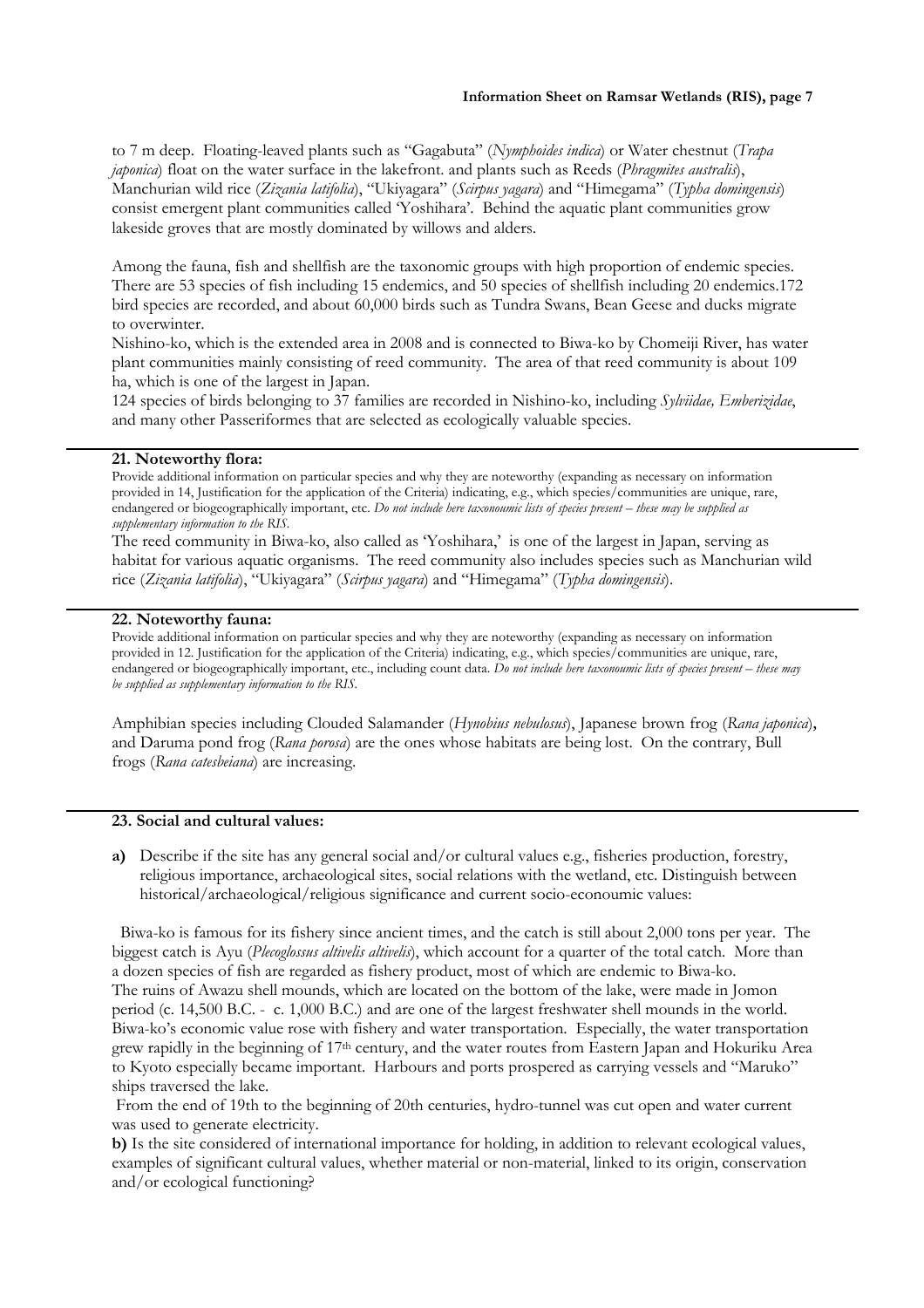to 7 m deep. Floating-leaved plants such as "Gagabuta" (*Nymphoides indica*) or Water chestnut (*Trapa japonica*) float on the water surface in the lakefront. and plants such as Reeds (*Phragmites australis*), Manchurian wild rice (*Zizania latifolia*), "Ukiyagara" (*Scirpus yagara*) and "Himegama" (*Typha domingensis*) consist emergent plant communities called 'Yoshihara'. Behind the aquatic plant communities grow lakeside groves that are mostly dominated by willows and alders.

Among the fauna, fish and shellfish are the taxonomic groups with high proportion of endemic species. There are 53 species of fish including 15 endemics, and 50 species of shellfish including 20 endemics.172 bird species are recorded, and about 60,000 birds such as Tundra Swans, Bean Geese and ducks migrate to overwinter.

Nishino-ko, which is the extended area in 2008 and is connected to Biwa-ko by Chomeiji River, has water plant communities mainly consisting of reed community. The area of that reed community is about 109 ha, which is one of the largest in Japan.

124 species of birds belonging to 37 families are recorded in Nishino-ko, including *Sylviidae, Emberizidae*, and many other Passeriformes that are selected as ecologically valuable species.

---

**21. Noteworthy flora:**

Provide additional information on particular species and why they are noteworthy (expanding as necessary on information provided in 14, Justification for the application of the Criteria) indicating, e.g., which species/communities are unique, rare, endangered or biogeographically important, etc. *Do not include here taxonoumic lists of species present – these may be supplied as supplementary information to the RIS.*

The reed community in Biwa-ko, also called as 'Yoshihara,' is one of the largest in Japan, serving as habitat for various aquatic organisms. The reed community also includes species such as Manchurian wild rice (*Zizania latifolia*), "Ukiyagara" (*Scirpus yagara*) and "Himegama" (*Typha domingensis*).

---

**22. Noteworthy fauna:**

Provide additional information on particular species and why they are noteworthy (expanding as necessary on information provided in 12. Justification for the application of the Criteria) indicating, e.g., which species/communities are unique, rare, endangered or biogeographically important, etc., including count data. *Do not include here taxonoumic lists of species present – these may be supplied as supplementary information to the RIS.*

Amphibian species including Clouded Salamander (*Hynobius nebulosus*), Japanese brown frog (*Rana japonica*), and Daruma pond frog (*Rana porosa*) are the ones whose habitats are being lost. On the contrary, Bull frogs (*Rana catesbeiana*) are increasing.

---

**23. Social and cultural values:**

**a)** Describe if the site has any general social and/or cultural values e.g., fisheries production, forestry, religious importance, archaeological sites, social relations with the wetland, etc. Distinguish between historical/archaeological/religious significance and current socio-economic values:

Biwa-ko is famous for its fishery since ancient times, and the catch is still about 2,000 tons per year. The biggest catch is Ayu (*Plecoglossus altivelis altivelis*), which account for a quarter of the total catch. More than a dozen species of fish are regarded as fishery product, most of which are endemic to Biwa-ko.
The ruins of Awazu shell mounds, which are located on the bottom of the lake, were made in Jomon period (c. 14,500 B.C. - c. 1,000 B.C.) and are one of the largest freshwater shell mounds in the world.
Biwa-ko's economic value rose with fishery and water transportation. Especially, the water transportation grew rapidly in the beginning of 17th century, and the water routes from Eastern Japan and Hokuriku Area to Kyoto especially became important. Harbours and ports prospered as carrying vessels and "Maruko" ships traversed the lake.

From the end of 19th to the beginning of 20th centuries, hydro-tunnel was cut open and water current was used to generate electricity.

**b)** Is the site considered of international importance for holding, in addition to relevant ecological values, examples of significant cultural values, whether material or non-material, linked to its origin, conservation and/or ecological functioning?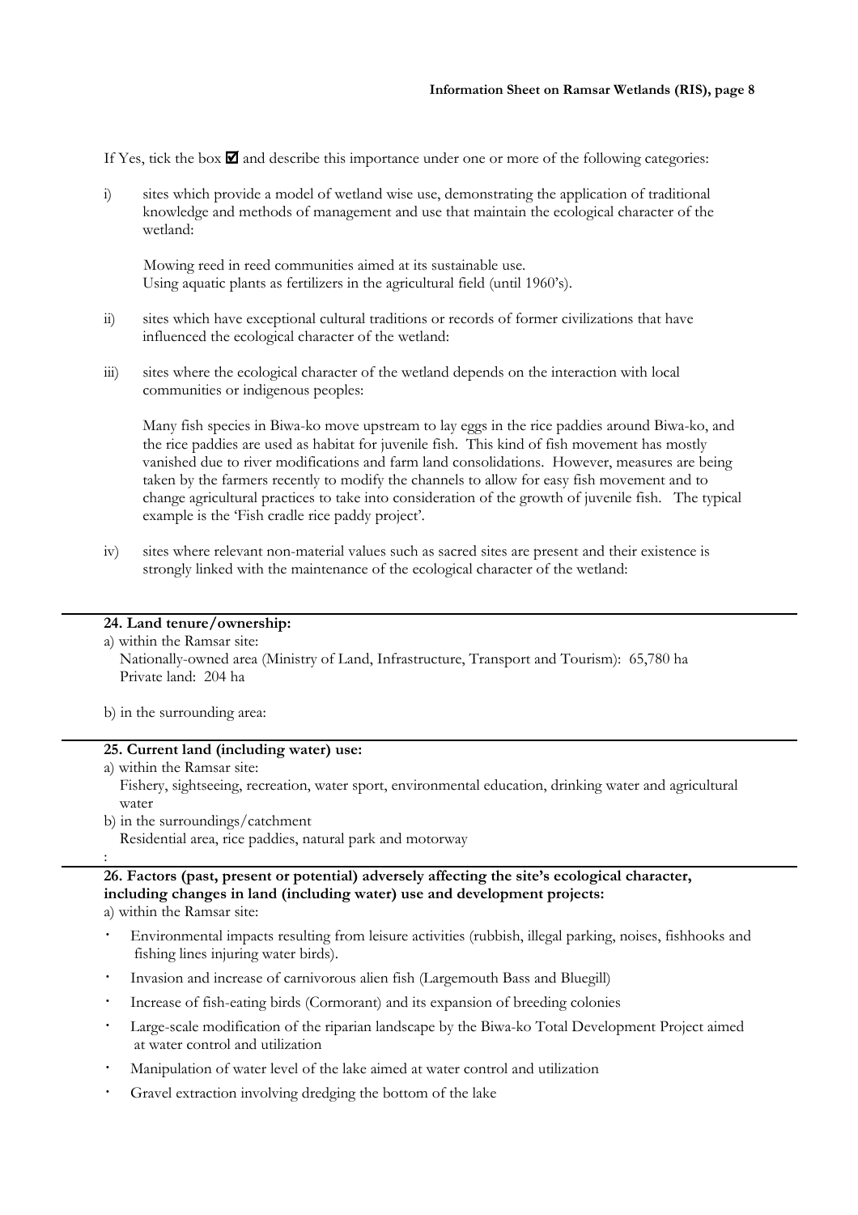If Yes, tick the box ☑ and describe this importance under one or more of the following categories:

i) sites which provide a model of wetland wise use, demonstrating the application of traditional knowledge and methods of management and use that maintain the ecological character of the wetland:

Mowing reed in reed communities aimed at its sustainable use.
Using aquatic plants as fertilizers in the agricultural field (until 1960's).

ii) sites which have exceptional cultural traditions or records of former civilizations that have influenced the ecological character of the wetland:

iii) sites where the ecological character of the wetland depends on the interaction with local communities or indigenous peoples:

Many fish species in Biwa-ko move upstream to lay eggs in the rice paddies around Biwa-ko, and the rice paddies are used as habitat for juvenile fish. This kind of fish movement has mostly vanished due to river modifications and farm land consolidations. However, measures are being taken by the farmers recently to modify the channels to allow for easy fish movement and to change agricultural practices to take into consideration of the growth of juvenile fish. The typical example is the 'Fish cradle rice paddy project'.

iv) sites where relevant non-material values such as sacred sites are present and their existence is strongly linked with the maintenance of the ecological character of the wetland:

---

**24. Land tenure/ownership:**

a) within the Ramsar site:
Nationally-owned area (Ministry of Land, Infrastructure, Transport and Tourism): 65,780 ha
Private land: 204 ha

b) in the surrounding area:

---

**25. Current land (including water) use:**

a) within the Ramsar site:
Fishery, sightseeing, recreation, water sport, environmental education, drinking water and agricultural water

b) in the surroundings/catchment
Residential area, rice paddies, natural park and motorway

:

---

**26. Factors (past, present or potential) adversely affecting the site's ecological character, including changes in land (including water) use and development projects:**

a) within the Ramsar site:

- Environmental impacts resulting from leisure activities (rubbish, illegal parking, noises, fishhooks and fishing lines injuring water birds).
- Invasion and increase of carnivorous alien fish (Largemouth Bass and Bluegill)
- Increase of fish-eating birds (Cormorant) and its expansion of breeding colonies
- Large-scale modification of the riparian landscape by the Biwa-ko Total Development Project aimed at water control and utilization
- Manipulation of water level of the lake aimed at water control and utilization
- Gravel extraction involving dredging the bottom of the lake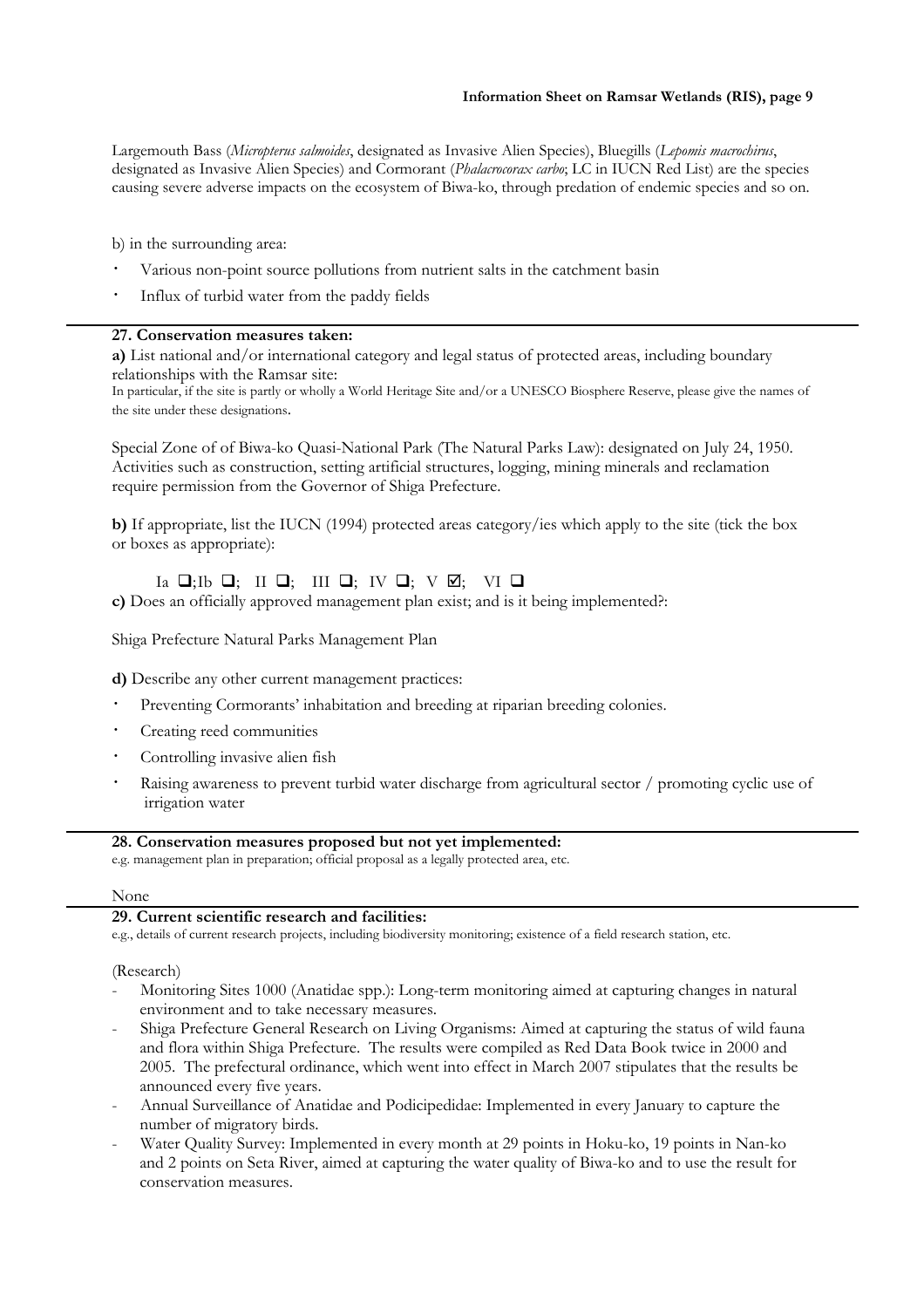Largemouth Bass (*Micropterus salmoides*, designated as Invasive Alien Species), Bluegills (*Lepomis macrochirus*, designated as Invasive Alien Species) and Cormorant (*Phalacrocorax carbo*; LC in IUCN Red List) are the species causing severe adverse impacts on the ecosystem of Biwa-ko, through predation of endemic species and so on.

b) in the surrounding area:

- Various non-point source pollutions from nutrient salts in the catchment basin
- Influx of turbid water from the paddy fields

---

**27. Conservation measures taken:**

**a)** List national and/or international category and legal status of protected areas, including boundary relationships with the Ramsar site:

In particular, if the site is partly or wholly a World Heritage Site and/or a UNESCO Biosphere Reserve, please give the names of the site under these designations.

Special Zone of of Biwa-ko Quasi-National Park (The Natural Parks Law): designated on July 24, 1950. Activities such as construction, setting artificial structures, logging, mining minerals and reclamation require permission from the Governor of Shiga Prefecture.

**b)** If appropriate, list the IUCN (1994) protected areas category/ies which apply to the site (tick the box or boxes as appropriate):

Ia ❑;Ib ❑; II ❑; III ❑; IV ❑; V ☑; VI ❑

**c)** Does an officially approved management plan exist; and is it being implemented?:

Shiga Prefecture Natural Parks Management Plan

**d)** Describe any other current management practices:

- Preventing Cormorants' inhabitation and breeding at riparian breeding colonies.
- Creating reed communities
- Controlling invasive alien fish
- Raising awareness to prevent turbid water discharge from agricultural sector / promoting cyclic use of irrigation water

---

**28. Conservation measures proposed but not yet implemented:**

e.g. management plan in preparation; official proposal as a legally protected area, etc.

None

---

**29. Current scientific research and facilities:**

e.g., details of current research projects, including biodiversity monitoring; existence of a field research station, etc.

(Research)

- Monitoring Sites 1000 (Anatidae spp.): Long-term monitoring aimed at capturing changes in natural environment and to take necessary measures.
- Shiga Prefecture General Research on Living Organisms: Aimed at capturing the status of wild fauna and flora within Shiga Prefecture. The results were compiled as Red Data Book twice in 2000 and 2005. The prefectural ordinance, which went into effect in March 2007 stipulates that the results be announced every five years.
- Annual Surveillance of Anatidae and Podicipedidae: Implemented in every January to capture the number of migratory birds.
- Water Quality Survey: Implemented in every month at 29 points in Hoku-ko, 19 points in Nan-ko and 2 points on Seta River, aimed at capturing the water quality of Biwa-ko and to use the result for conservation measures.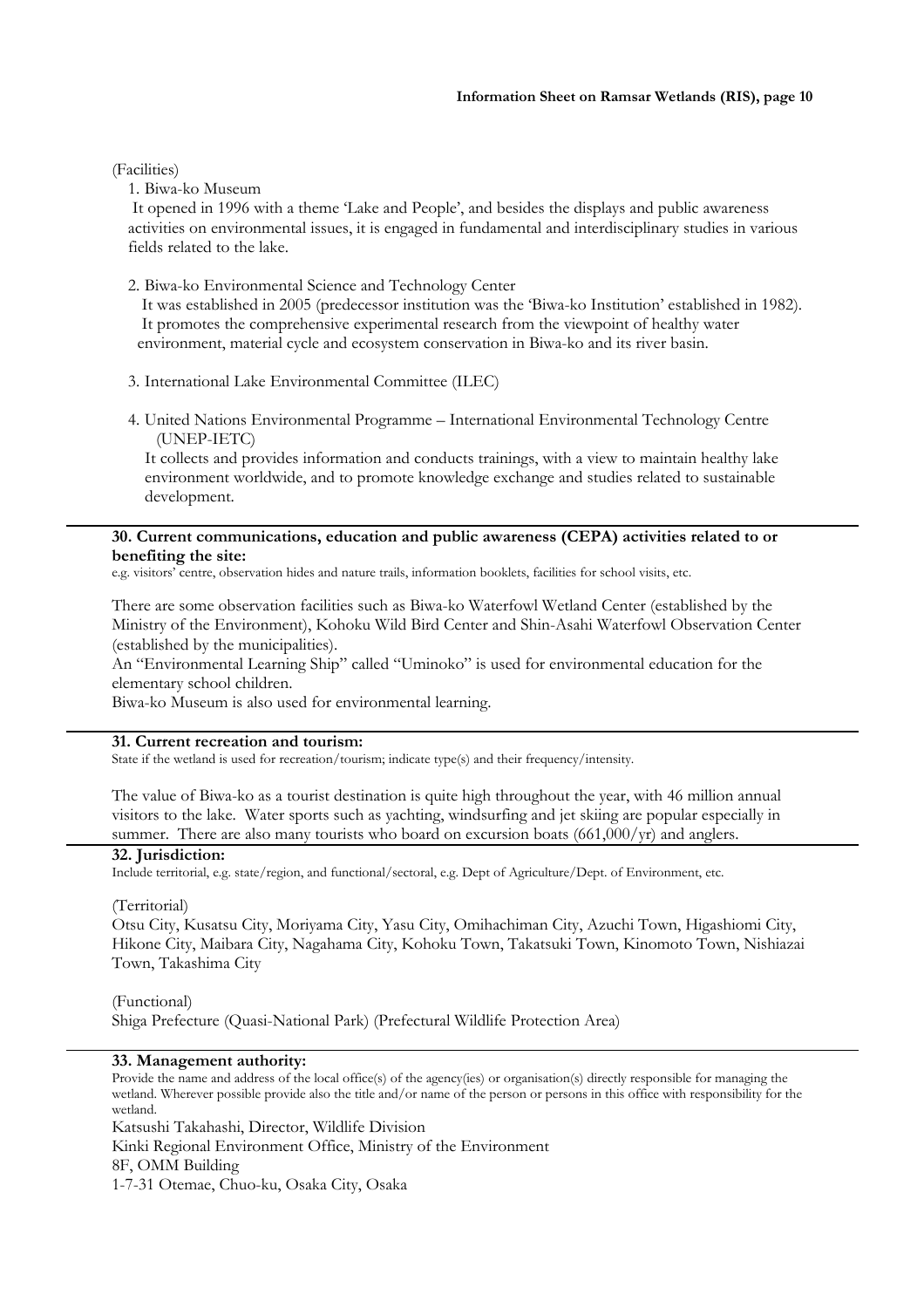(Facilities)

1. Biwa-ko Museum

   It opened in 1996 with a theme 'Lake and People', and besides the displays and public awareness activities on environmental issues, it is engaged in fundamental and interdisciplinary studies in various fields related to the lake.

2. Biwa-ko Environmental Science and Technology Center

   It was established in 2005 (predecessor institution was the 'Biwa-ko Institution' established in 1982). It promotes the comprehensive experimental research from the viewpoint of healthy water environment, material cycle and ecosystem conservation in Biwa-ko and its river basin.

3. International Lake Environmental Committee (ILEC)

4. United Nations Environmental Programme – International Environmental Technology Centre (UNEP-IETC)

   It collects and provides information and conducts trainings, with a view to maintain healthy lake environment worldwide, and to promote knowledge exchange and studies related to sustainable development.

---

**30. Current communications, education and public awareness (CEPA) activities related to or benefiting the site:**

e.g. visitors' centre, observation hides and nature trails, information booklets, facilities for school visits, etc.

There are some observation facilities such as Biwa-ko Waterfowl Wetland Center (established by the Ministry of the Environment), Kohoku Wild Bird Center and Shin-Asahi Waterfowl Observation Center (established by the municipalities).

An "Environmental Learning Ship" called "Uminoko" is used for environmental education for the elementary school children.

Biwa-ko Museum is also used for environmental learning.

---

**31. Current recreation and tourism:**

State if the wetland is used for recreation/tourism; indicate type(s) and their frequency/intensity.

The value of Biwa-ko as a tourist destination is quite high throughout the year, with 46 million annual visitors to the lake. Water sports such as yachting, windsurfing and jet skiing are popular especially in summer. There are also many tourists who board on excursion boats (661,000/yr) and anglers.

---

**32. Jurisdiction:**

Include territorial, e.g. state/region, and functional/sectoral, e.g. Dept of Agriculture/Dept. of Environment, etc.

(Territorial)

Otsu City, Kusatsu City, Moriyama City, Yasu City, Omihachiman City, Azuchi Town, Higashiomi City, Hikone City, Maibara City, Nagahama City, Kohoku Town, Takatsuki Town, Kinomoto Town, Nishiazai Town, Takashima City

(Functional)

Shiga Prefecture (Quasi-National Park) (Prefectural Wildlife Protection Area)

---

**33. Management authority:**

Provide the name and address of the local office(s) of the agency(ies) or organisation(s) directly responsible for managing the wetland. Wherever possible provide also the title and/or name of the person or persons in this office with responsibility for the wetland.

Katsushi Takahashi, Director, Wildlife Division
Kinki Regional Environment Office, Ministry of the Environment
8F, OMM Building
1-7-31 Otemae, Chuo-ku, Osaka City, Osaka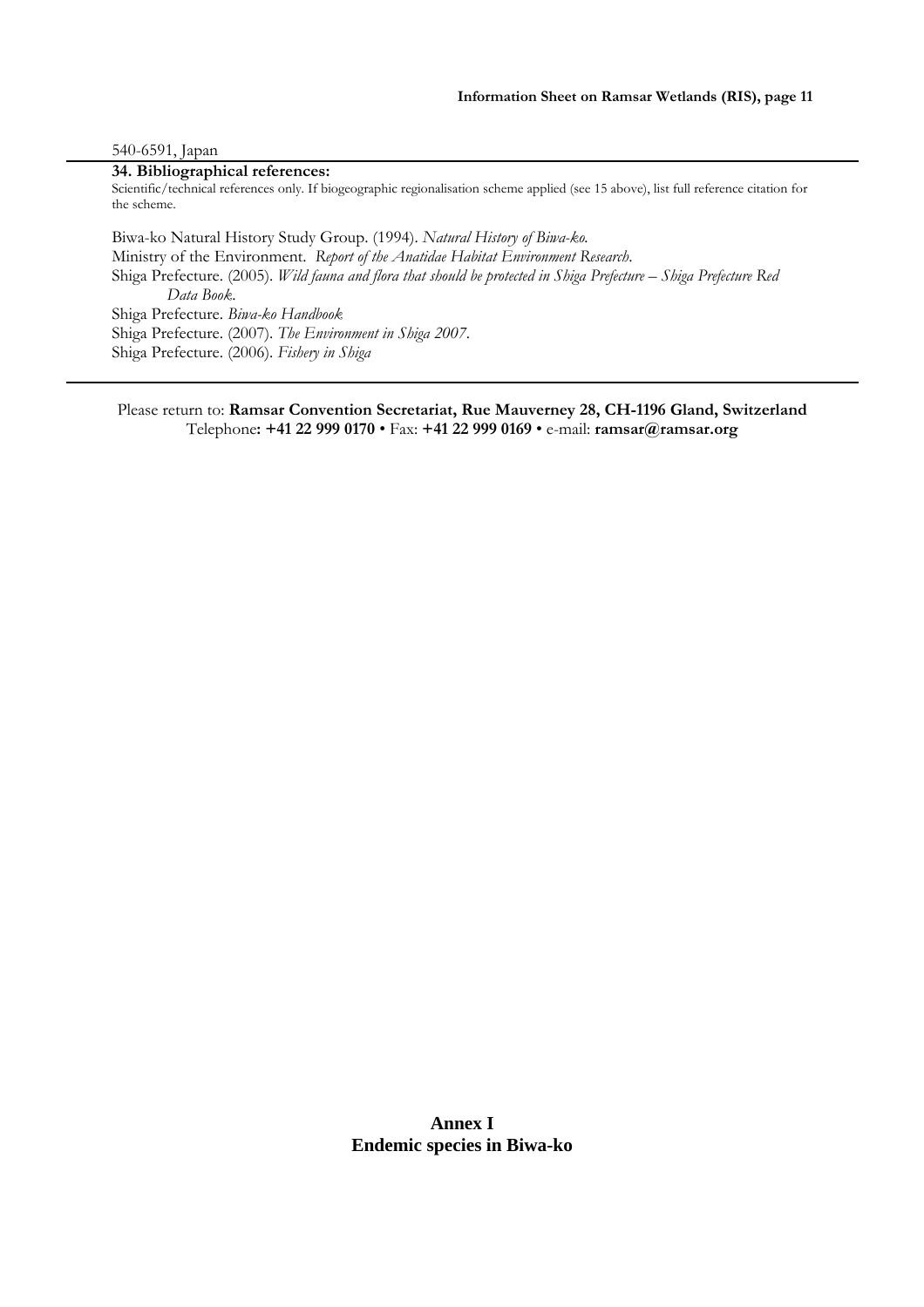540-6591, Japan

**34. Bibliographical references:**

Scientific/technical references only. If biogeographic regionalisation scheme applied (see 15 above), list full reference citation for the scheme.

Biwa-ko Natural History Study Group. (1994). *Natural History of Biwa-ko.*
Ministry of the Environment. *Report of the Anatidae Habitat Environment Research.*
Shiga Prefecture. (2005). *Wild fauna and flora that should be protected in Shiga Prefecture – Shiga Prefecture Red Data Book.*
Shiga Prefecture. *Biwa-ko Handbook*
Shiga Prefecture. (2007). *The Environment in Shiga 2007.*
Shiga Prefecture. (2006). *Fishery in Shiga*

Please return to: **Ramsar Convention Secretariat, Rue Mauverney 28, CH-1196 Gland, Switzerland**
Telephone**: +41 22 999 0170** • Fax: **+41 22 999 0169** • e-mail: **ramsar@ramsar.org**

## Annex I
## Endemic species in Biwa-ko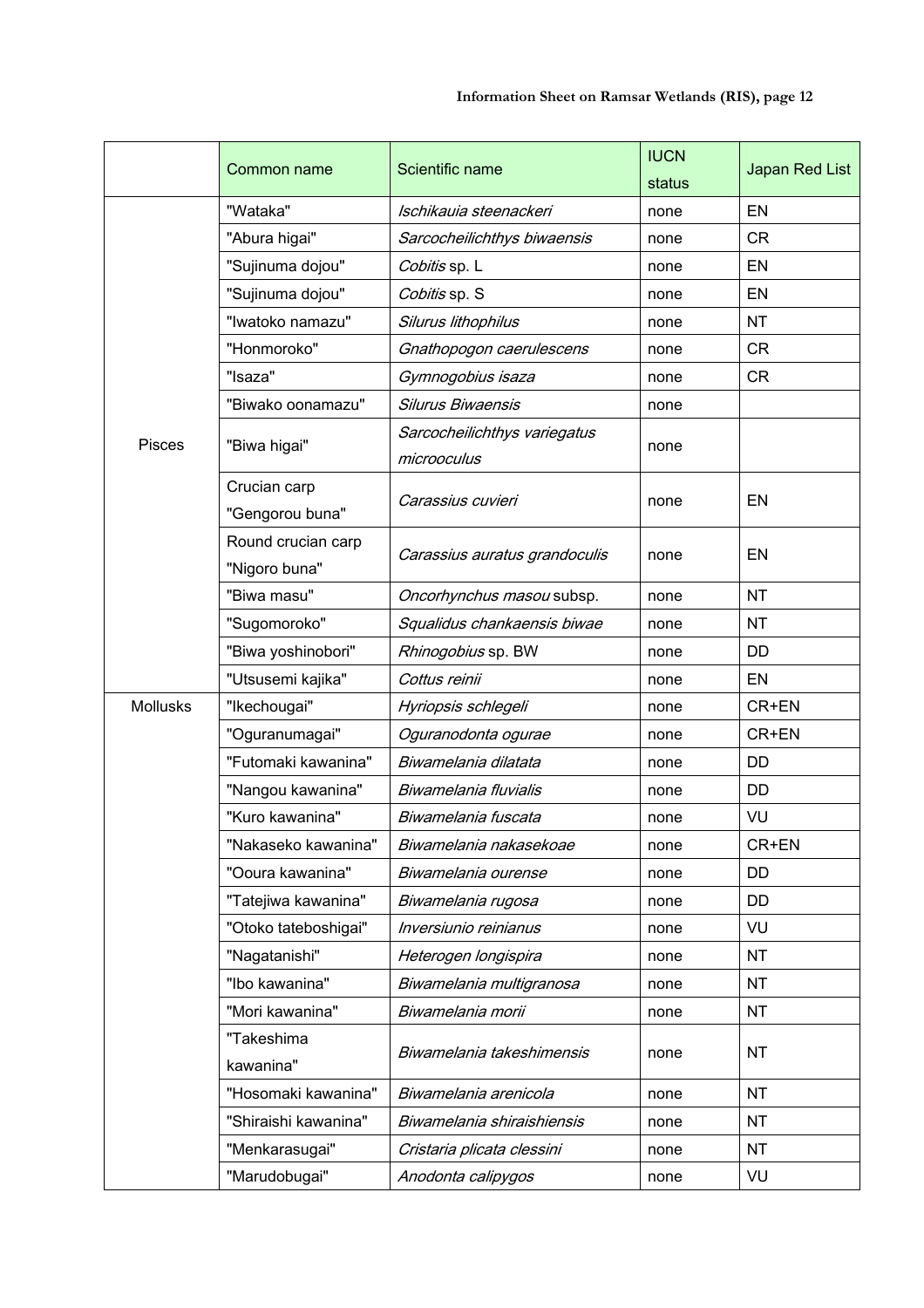|  | Common name | Scientific name | IUCN status | Japan Red List |
|---|---|---|---|---|
| Pisces | "Wataka" | *Ischikauia steenackeri* | none | EN |
|  | "Abura higai" | *Sarcocheilichthys biwaensis* | none | CR |
|  | "Sujinuma dojou" | *Cobitis* sp. L | none | EN |
|  | "Sujinuma dojou" | *Cobitis* sp. S | none | EN |
|  | "Iwatoko namazu" | *Silurus lithophilus* | none | NT |
|  | "Honmoroko" | *Gnathopogon caerulescens* | none | CR |
|  | "Isaza" | *Gymnogobius isaza* | none | CR |
|  | "Biwako oonamazu" | *Silurus Biwaensis* | none |  |
|  | "Biwa higai" | *Sarcocheilichthys variegatus microoculus* | none |  |
|  | Crucian carp "Gengorou buna" | *Carassius cuvieri* | none | EN |
|  | Round crucian carp "Nigoro buna" | *Carassius auratus grandoculis* | none | EN |
|  | "Biwa masu" | *Oncorhynchus masou* subsp. | none | NT |
|  | "Sugomoroko" | *Squalidus chankaensis biwae* | none | NT |
|  | "Biwa yoshinobori" | *Rhinogobius* sp. BW | none | DD |
|  | "Utsusemi kajika" | *Cottus reinii* | none | EN |
| Mollusks | "Ikechougai" | *Hyriopsis schlegeli* | none | CR+EN |
|  | "Oguranumagai" | *Oguranodonta ogurae* | none | CR+EN |
|  | "Futomaki kawanina" | *Biwamelania dilatata* | none | DD |
|  | "Nangou kawanina" | *Biwamelania fluvialis* | none | DD |
|  | "Kuro kawanina" | *Biwamelania fuscata* | none | VU |
|  | "Nakaseko kawanina" | *Biwamelania nakasekoae* | none | CR+EN |
|  | "Ooura kawanina" | *Biwamelania ourense* | none | DD |
|  | "Tatejiwa kawanina" | *Biwamelania rugosa* | none | DD |
|  | "Otoko tateboshigai" | *Inversiunio reinianus* | none | VU |
|  | "Nagatanishi" | *Heterogen longispira* | none | NT |
|  | "Ibo kawanina" | *Biwamelania multigranosa* | none | NT |
|  | "Mori kawanina" | *Biwamelania morii* | none | NT |
|  | "Takeshima kawanina" | *Biwamelania takeshimensis* | none | NT |
|  | "Hosomaki kawanina" | *Biwamelania arenicola* | none | NT |
|  | "Shiraishi kawanina" | *Biwamelania shiraishiensis* | none | NT |
|  | "Menkarasugai" | *Cristaria plicata clessini* | none | NT |
|  | "Marudobugai" | *Anodonta calipygos* | none | VU |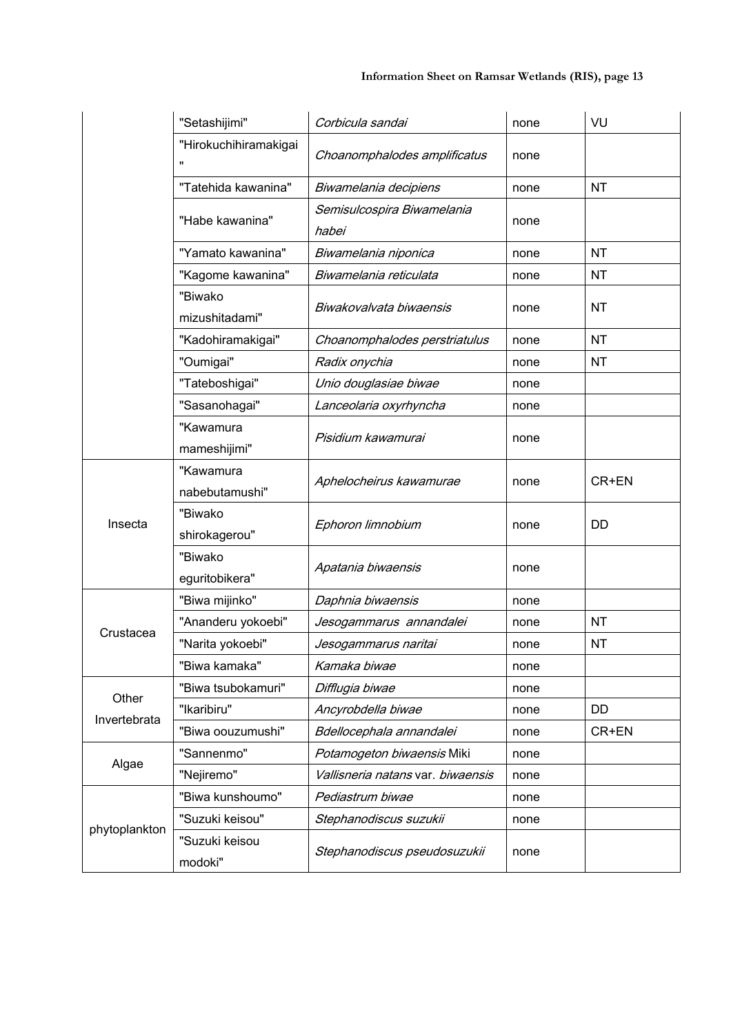| | | | | |
|---|---|---|---|---|
| | "Setashijimi" | *Corbicula sandai* | none | VU |
| | "Hirokuchihiramakigai" | *Choanomphalodes amplificatus* | none | |
| | "Tatehida kawanina" | *Biwamelania decipiens* | none | NT |
| | "Habe kawanina" | *Semisulcospira Biwamelania habei* | none | |
| | "Yamato kawanina" | *Biwamelania niponica* | none | NT |
| | "Kagome kawanina" | *Biwamelania reticulata* | none | NT |
| | "Biwako mizushitadami" | *Biwakovalvata biwaensis* | none | NT |
| | "Kadohiramakigai" | *Choanomphalodes perstriatulus* | none | NT |
| | "Oumigai" | *Radix onychia* | none | NT |
| | "Tateboshigai" | *Unio douglasiae biwae* | none | |
| | "Sasanohagai" | *Lanceolaria oxyrhyncha* | none | |
| | "Kawamura mameshijimi" | *Pisidium kawamurai* | none | |
| Insecta | "Kawamura nabebutamushi" | *Aphelocheirus kawamurae* | none | CR+EN |
| | "Biwako shirokagerou" | *Ephoron limnobium* | none | DD |
| | "Biwako eguritobikera" | *Apatania biwaensis* | none | |
| Crustacea | "Biwa mijinko" | *Daphnia biwaensis* | none | |
| | "Ananderu yokoebi" | *Jesogammarus annandalei* | none | NT |
| | "Narita yokoebi" | *Jesogammarus naritai* | none | NT |
| | "Biwa kamaka" | *Kamaka biwae* | none | |
| Other Invertebrata | "Biwa tsubokamuri" | *Difflugia biwae* | none | |
| | "Ikaribiru" | *Ancyrobdella biwae* | none | DD |
| | "Biwa oouzumushi" | *Bdellocephala annandalei* | none | CR+EN |
| Algae | "Sannenmo" | *Potamogeton biwaensis* Miki | none | |
| | "Nejiremo" | *Vallisneria natans* var. *biwaensis* | none | |
| phytoplankton | "Biwa kunshoumo" | *Pediastrum biwae* | none | |
| | "Suzuki keisou" | *Stephanodiscus suzukii* | none | |
| | "Suzuki keisou modoki" | *Stephanodiscus pseudosuzukii* | none | |